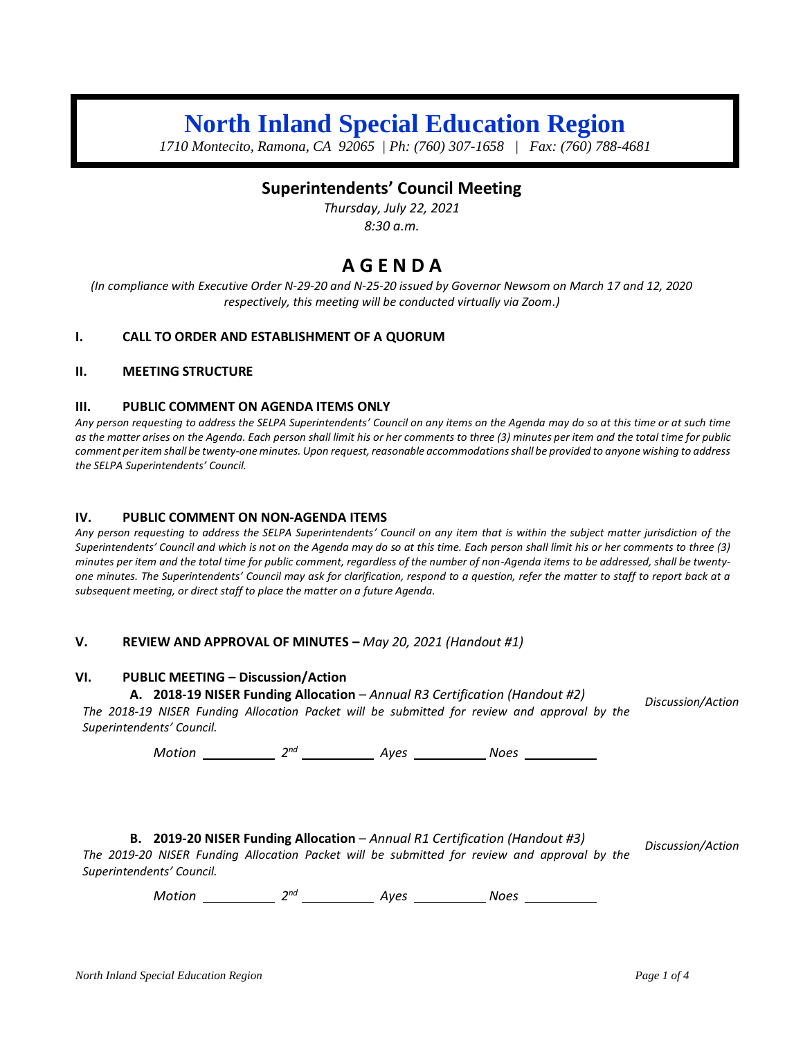# North Inland Special Education Region

*1710 Montecito, Ramona, CA 92065 | Ph: (760) 307-1658 | Fax: (760) 788-4681*

## Superintendents' Council Meeting

*Thursday, July 22, 2021*

*8:30 a.m.*

# A G E N D A

*(In compliance with Executive Order N-29-20 and N-25-20 issued by Governor Newsom on March 17 and 12, 2020 respectively, this meeting will be conducted virtually via Zoom.)*

**I. CALL TO ORDER AND ESTABLISHMENT OF A QUORUM**

**II. MEETING STRUCTURE**

**III. PUBLIC COMMENT ON AGENDA ITEMS ONLY**

*Any person requesting to address the SELPA Superintendents' Council on any items on the Agenda may do so at this time or at such time as the matter arises on the Agenda. Each person shall limit his or her comments to three (3) minutes per item and the total time for public comment per item shall be twenty-one minutes. Upon request, reasonable accommodations shall be provided to anyone wishing to address the SELPA Superintendents' Council.*

**IV. PUBLIC COMMENT ON NON-AGENDA ITEMS**

*Any person requesting to address the SELPA Superintendents' Council on any item that is within the subject matter jurisdiction of the Superintendents' Council and which is not on the Agenda may do so at this time. Each person shall limit his or her comments to three (3) minutes per item and the total time for public comment, regardless of the number of non-Agenda items to be addressed, shall be twenty-one minutes. The Superintendents' Council may ask for clarification, respond to a question, refer the matter to staff to report back at a subsequent meeting, or direct staff to place the matter on a future Agenda.*

**V. REVIEW AND APPROVAL OF MINUTES –** *May 20, 2021 (Handout #1)*

**VI. PUBLIC MEETING – Discussion/Action**

**A. 2018-19 NISER Funding Allocation** – *Annual R3 Certification (Handout #2)* — *Discussion/Action*

*The 2018-19 NISER Funding Allocation Packet will be submitted for review and approval by the Superintendents' Council.*

*Motion* \_\_\_\_\_\_\_\_\_\_ *2nd* \_\_\_\_\_\_\_\_\_\_ *Ayes* \_\_\_\_\_\_\_\_\_\_ *Noes* \_\_\_\_\_\_\_\_\_\_

**B. 2019-20 NISER Funding Allocation** – *Annual R1 Certification (Handout #3)* — *Discussion/Action*

*The 2019-20 NISER Funding Allocation Packet will be submitted for review and approval by the Superintendents' Council.*

*Motion* \_\_\_\_\_\_\_\_\_\_ *2nd* \_\_\_\_\_\_\_\_\_\_ *Ayes* \_\_\_\_\_\_\_\_\_\_ *Noes* \_\_\_\_\_\_\_\_\_\_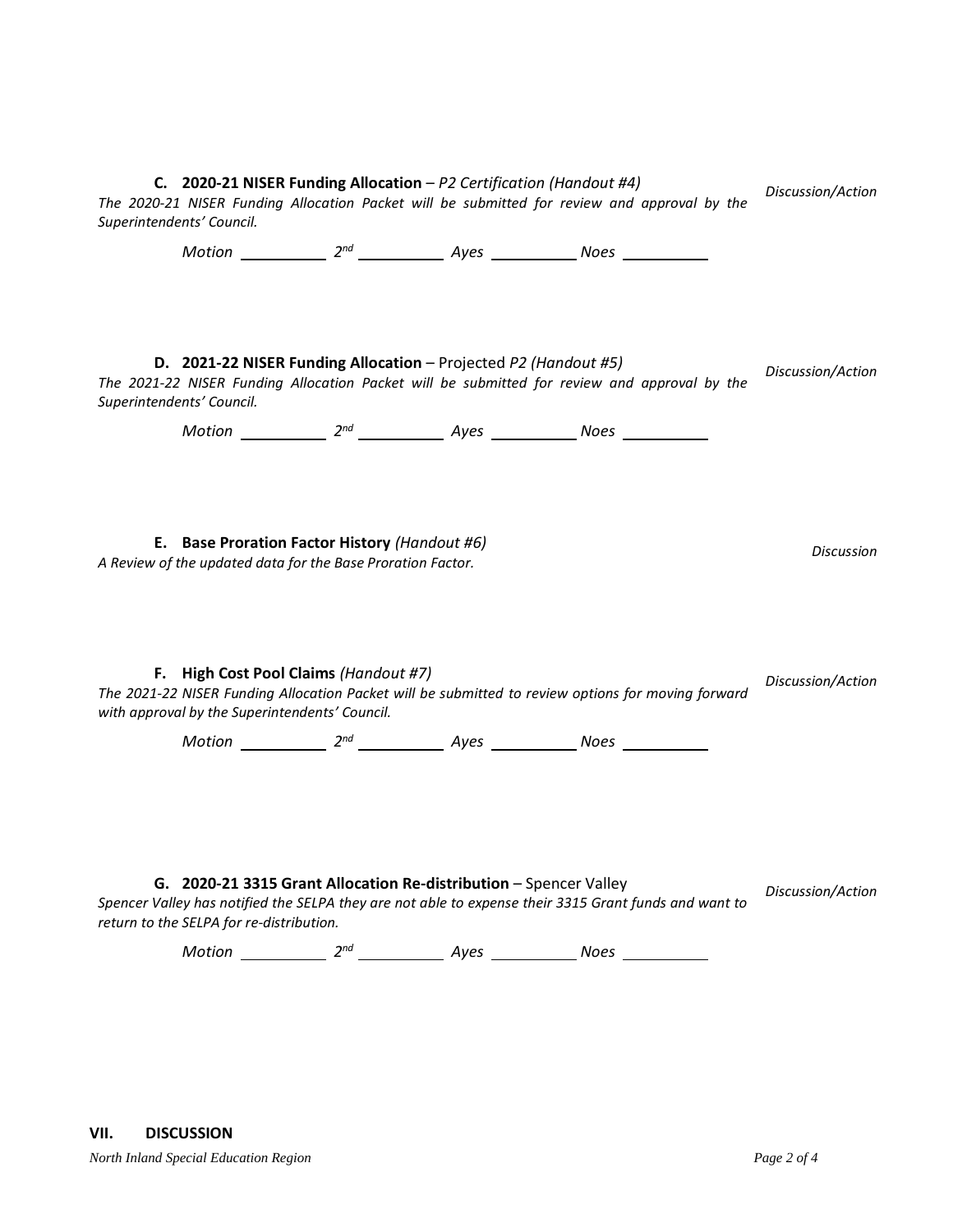**C. 2020-21 NISER Funding Allocation** – *P2 Certification (Handout #4)* *Discussion/Action*

*The 2020-21 NISER Funding Allocation Packet will be submitted for review and approval by the Superintendents' Council.*

*Motion* ________ *2nd* ________ *Ayes* ________ *Noes* ________

**D. 2021-22 NISER Funding Allocation** – Projected *P2 (Handout #5)* *Discussion/Action*

*The 2021-22 NISER Funding Allocation Packet will be submitted for review and approval by the Superintendents' Council.*

*Motion* ________ *2nd* ________ *Ayes* ________ *Noes* ________

**E. Base Proration Factor History** *(Handout #6)* *Discussion*

*A Review of the updated data for the Base Proration Factor.*

**F. High Cost Pool Claims** *(Handout #7)* *Discussion/Action*

*The 2021-22 NISER Funding Allocation Packet will be submitted to review options for moving forward with approval by the Superintendents' Council.*

*Motion* ________ *2nd* ________ *Ayes* ________ *Noes* ________

**G. 2020-21 3315 Grant Allocation Re-distribution** – Spencer Valley *Discussion/Action*

*Spencer Valley has notified the SELPA they are not able to expense their 3315 Grant funds and want to return to the SELPA for re-distribution.*

*Motion* ________ *2nd* ________ *Ayes* ________ *Noes* ________

## VII. DISCUSSION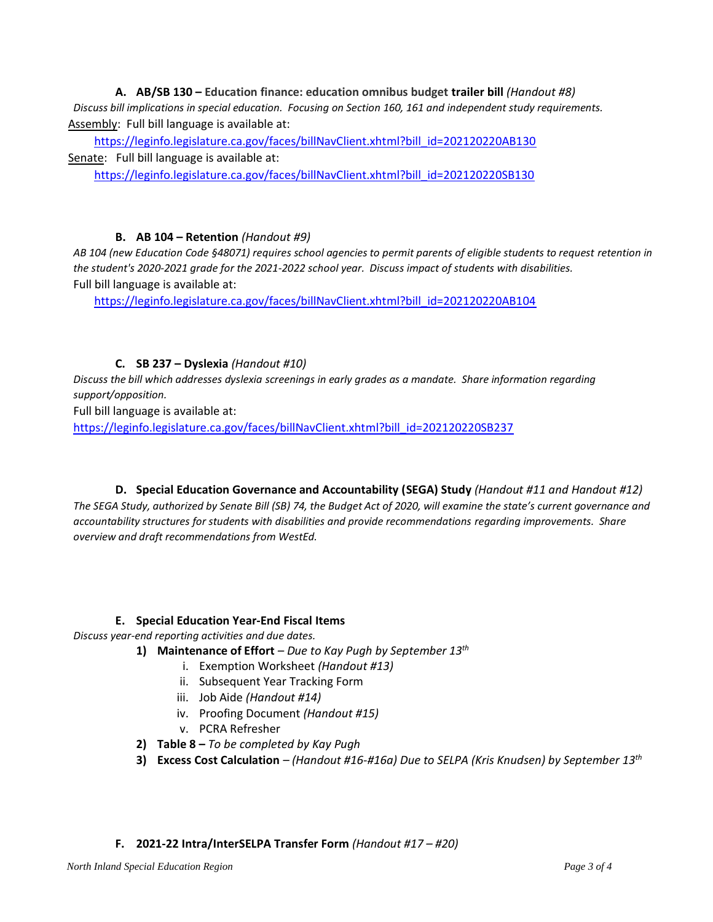### A. AB/SB 130 – Education finance: education omnibus budget trailer bill *(Handout #8)*

*Discuss bill implications in special education. Focusing on Section 160, 161 and independent study requirements.*

Assembly: Full bill language is available at:

https://leginfo.legislature.ca.gov/faces/billNavClient.xhtml?bill_id=202120220AB130

Senate: Full bill language is available at:

https://leginfo.legislature.ca.gov/faces/billNavClient.xhtml?bill_id=202120220SB130

### B. AB 104 – Retention *(Handout #9)*

*AB 104 (new Education Code §48071) requires school agencies to permit parents of eligible students to request retention in the student's 2020-2021 grade for the 2021-2022 school year. Discuss impact of students with disabilities.*

Full bill language is available at:

https://leginfo.legislature.ca.gov/faces/billNavClient.xhtml?bill_id=202120220AB104

### C. SB 237 – Dyslexia *(Handout #10)*

*Discuss the bill which addresses dyslexia screenings in early grades as a mandate. Share information regarding support/opposition.*

Full bill language is available at:

https://leginfo.legislature.ca.gov/faces/billNavClient.xhtml?bill_id=202120220SB237

### D. Special Education Governance and Accountability (SEGA) Study *(Handout #11 and Handout #12)*

*The SEGA Study, authorized by Senate Bill (SB) 74, the Budget Act of 2020, will examine the state's current governance and accountability structures for students with disabilities and provide recommendations regarding improvements. Share overview and draft recommendations from WestEd.*

### E. Special Education Year-End Fiscal Items

*Discuss year-end reporting activities and due dates.*

1) **Maintenance of Effort** – *Due to Kay Pugh by September 13th*
   - i. Exemption Worksheet *(Handout #13)*
   - ii. Subsequent Year Tracking Form
   - iii. Job Aide *(Handout #14)*
   - iv. Proofing Document *(Handout #15)*
   - v. PCRA Refresher
2) **Table 8 –** *To be completed by Kay Pugh*
3) **Excess Cost Calculation** – *(Handout #16-#16a) Due to SELPA (Kris Knudsen) by September 13th*

### F. 2021-22 Intra/InterSELPA Transfer Form *(Handout #17 – #20)*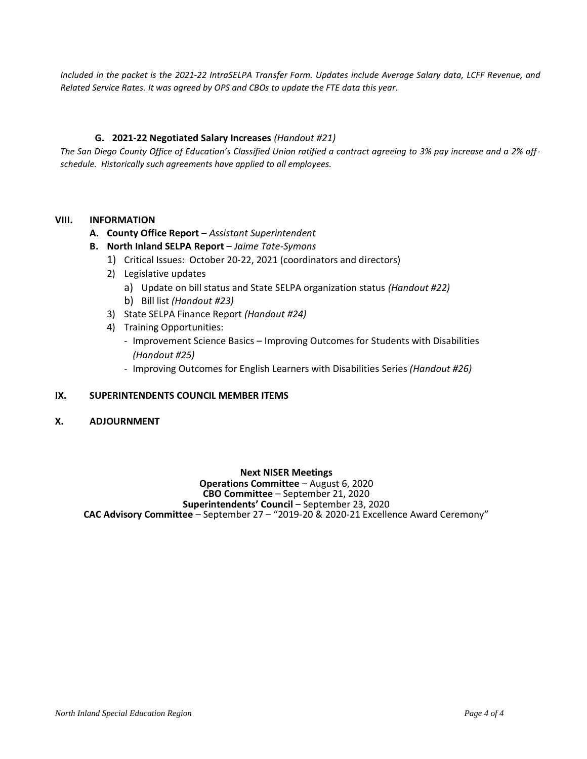*Included in the packet is the 2021-22 IntraSELPA Transfer Form. Updates include Average Salary data, LCFF Revenue, and Related Service Rates. It was agreed by OPS and CBOs to update the FTE data this year.*

**G. 2021-22 Negotiated Salary Increases** *(Handout #21)*

*The San Diego County Office of Education's Classified Union ratified a contract agreeing to 3% pay increase and a 2% off-schedule. Historically such agreements have applied to all employees.*

## VIII. INFORMATION

**A. County Office Report** – *Assistant Superintendent*

**B. North Inland SELPA Report** – *Jaime Tate-Symons*

1) Critical Issues: October 20-22, 2021 (coordinators and directors)
2) Legislative updates
   a) Update on bill status and State SELPA organization status *(Handout #22)*
   b) Bill list *(Handout #23)*
3) State SELPA Finance Report *(Handout #24)*
4) Training Opportunities:
   - Improvement Science Basics – Improving Outcomes for Students with Disabilities *(Handout #25)*
   - Improving Outcomes for English Learners with Disabilities Series *(Handout #26)*

## IX. SUPERINTENDENTS COUNCIL MEMBER ITEMS

## X. ADJOURNMENT

**Next NISER Meetings**

**Operations Committee** – August 6, 2020

**CBO Committee** – September 21, 2020

**Superintendents' Council** – September 23, 2020

**CAC Advisory Committee** – September 27 – "2019-20 & 2020-21 Excellence Award Ceremony"